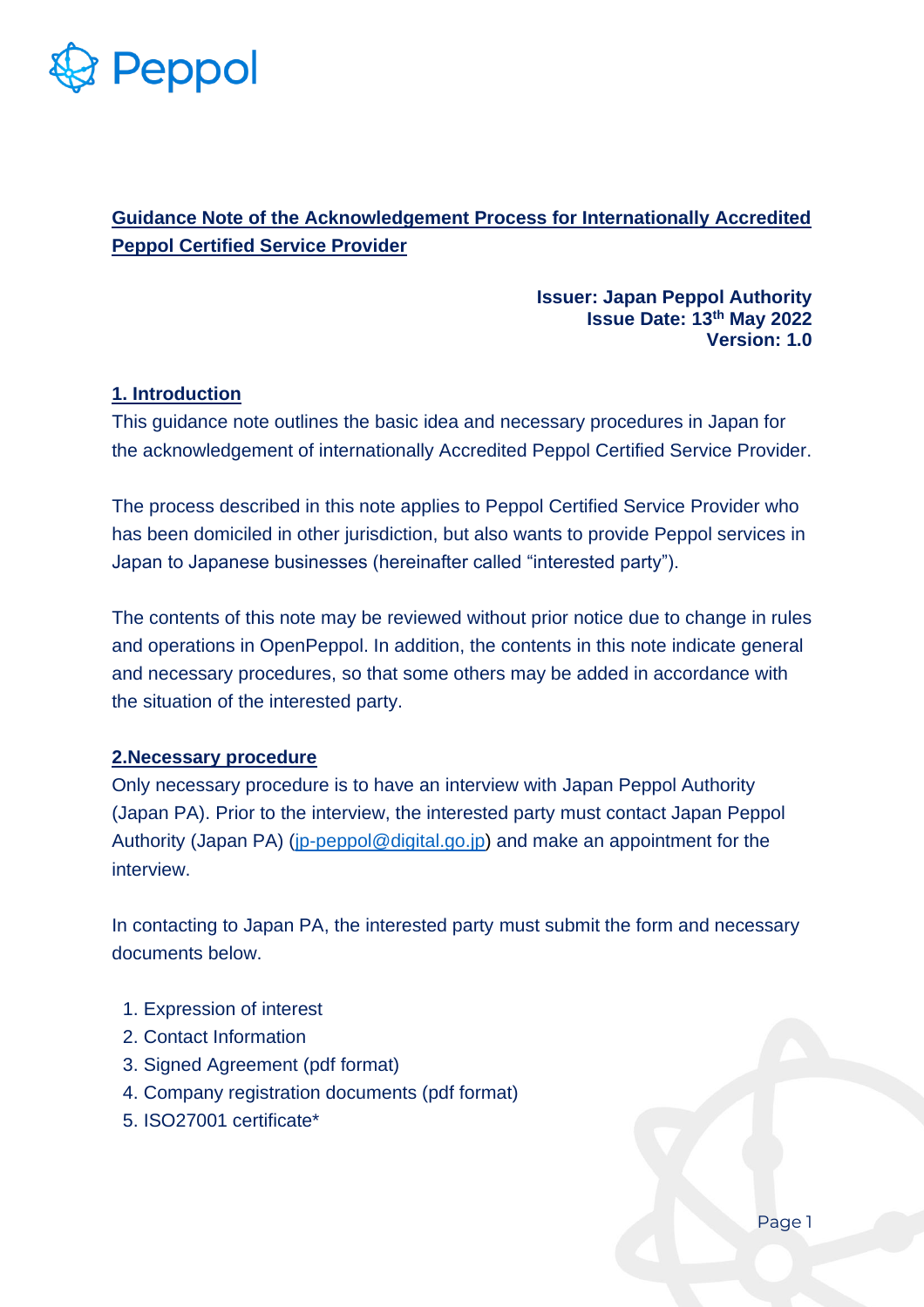**Guidance Note of the Acknowledgement Process for Internationally Accredited Peppol Certified Service Provider**

**Issuer: Japan Peppol Authority**
**Issue Date: 13th May 2022**
**Version: 1.0**

## 1. Introduction

This guidance note outlines the basic idea and necessary procedures in Japan for the acknowledgement of internationally Accredited Peppol Certified Service Provider.

The process described in this note applies to Peppol Certified Service Provider who has been domiciled in other jurisdiction, but also wants to provide Peppol services in Japan to Japanese businesses (hereinafter called "interested party").

The contents of this note may be reviewed without prior notice due to change in rules and operations in OpenPeppol. In addition, the contents in this note indicate general and necessary procedures, so that some others may be added in accordance with the situation of the interested party.

## 2.Necessary procedure

Only necessary procedure is to have an interview with Japan Peppol Authority (Japan PA). Prior to the interview, the interested party must contact Japan Peppol Authority (Japan PA) (jp-peppol@digital.go.jp) and make an appointment for the interview.

In contacting to Japan PA, the interested party must submit the form and necessary documents below.

1. Expression of interest
2. Contact Information
3. Signed Agreement (pdf format)
4. Company registration documents (pdf format)
5. ISO27001 certificate*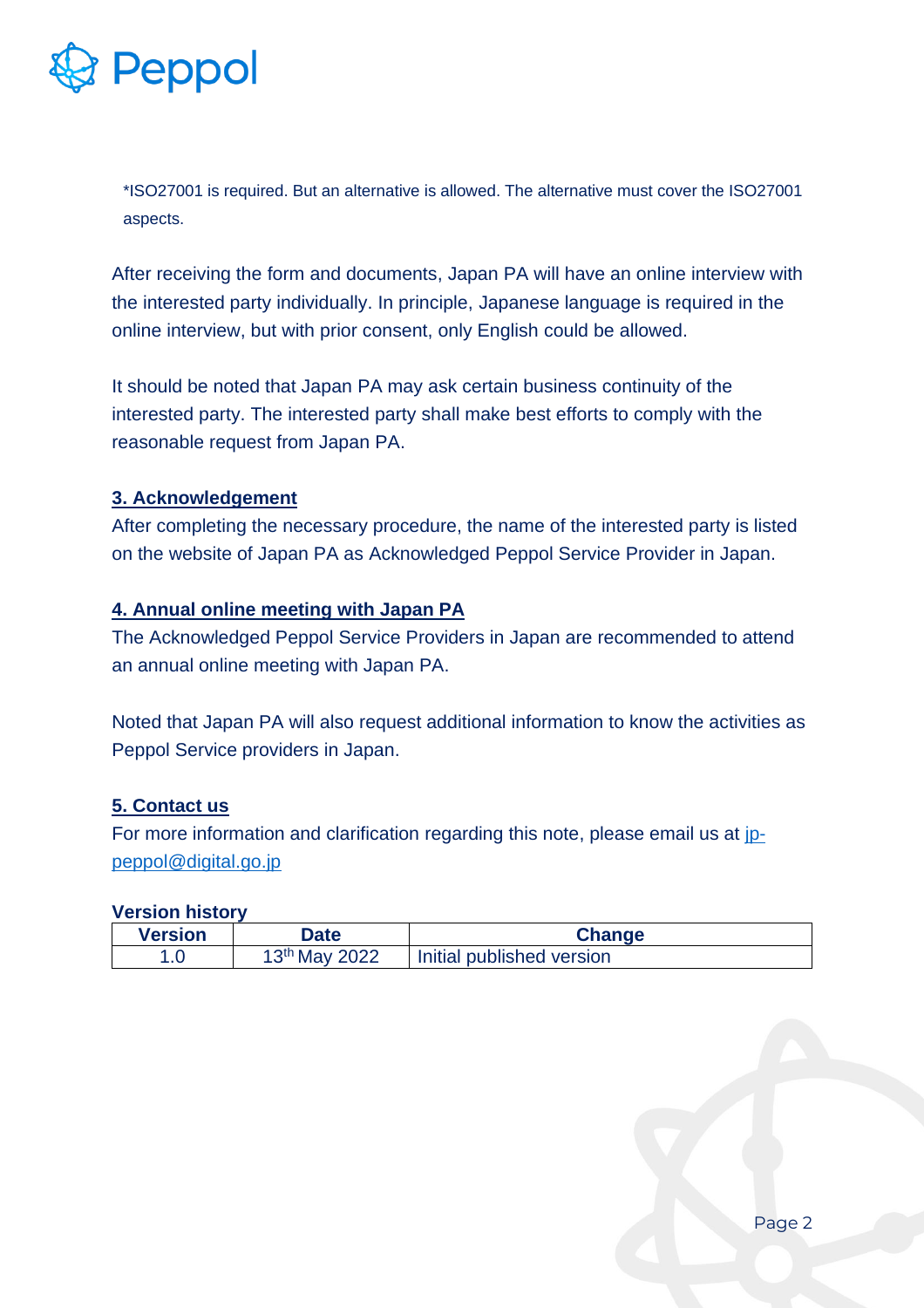*ISO27001 is required. But an alternative is allowed. The alternative must cover the ISO27001 aspects.

After receiving the form and documents, Japan PA will have an online interview with the interested party individually. In principle, Japanese language is required in the online interview, but with prior consent, only English could be allowed.

It should be noted that Japan PA may ask certain business continuity of the interested party. The interested party shall make best efforts to comply with the reasonable request from Japan PA.

## 3. Acknowledgement

After completing the necessary procedure, the name of the interested party is listed on the website of Japan PA as Acknowledged Peppol Service Provider in Japan.

## 4. Annual online meeting with Japan PA

The Acknowledged Peppol Service Providers in Japan are recommended to attend an annual online meeting with Japan PA.

Noted that Japan PA will also request additional information to know the activities as Peppol Service providers in Japan.

## 5. Contact us

For more information and clarification regarding this note, please email us at [jp-peppol@digital.go.jp](mailto:jp-peppol@digital.go.jp)

**Version history**

| Version | Date | Change |
|---|---|---|
| 1.0 | 13th May 2022 | Initial published version |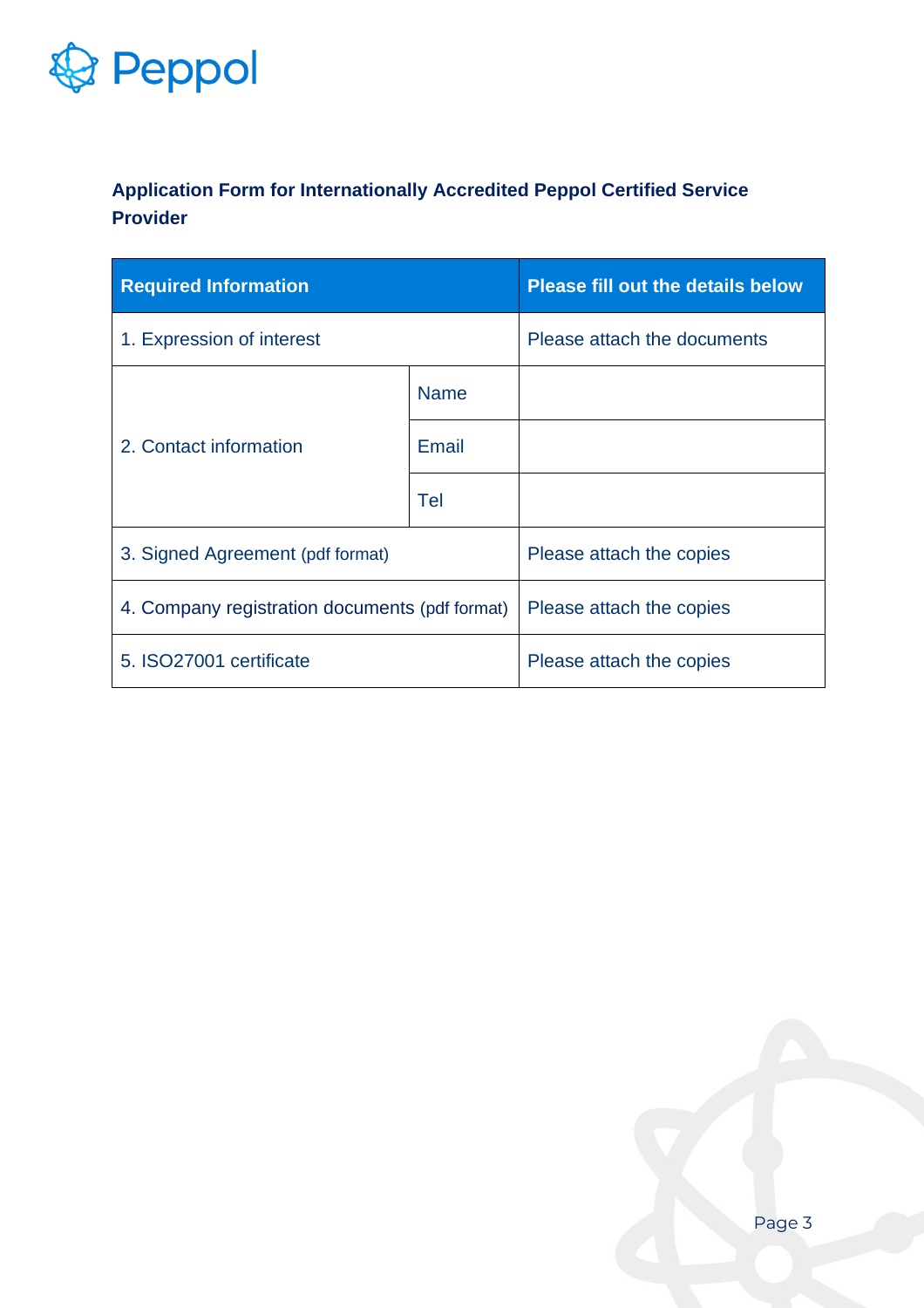**Application Form for Internationally Accredited Peppol Certified Service Provider**

| Required Information | | Please fill out the details below |
|---|---|---|
| 1. Expression of interest | | Please attach the documents |
| 2. Contact information | Name | |
| | Email | |
| | Tel | |
| 3. Signed Agreement (pdf format) | | Please attach the copies |
| 4. Company registration documents (pdf format) | | Please attach the copies |
| 5. ISO27001 certificate | | Please attach the copies |